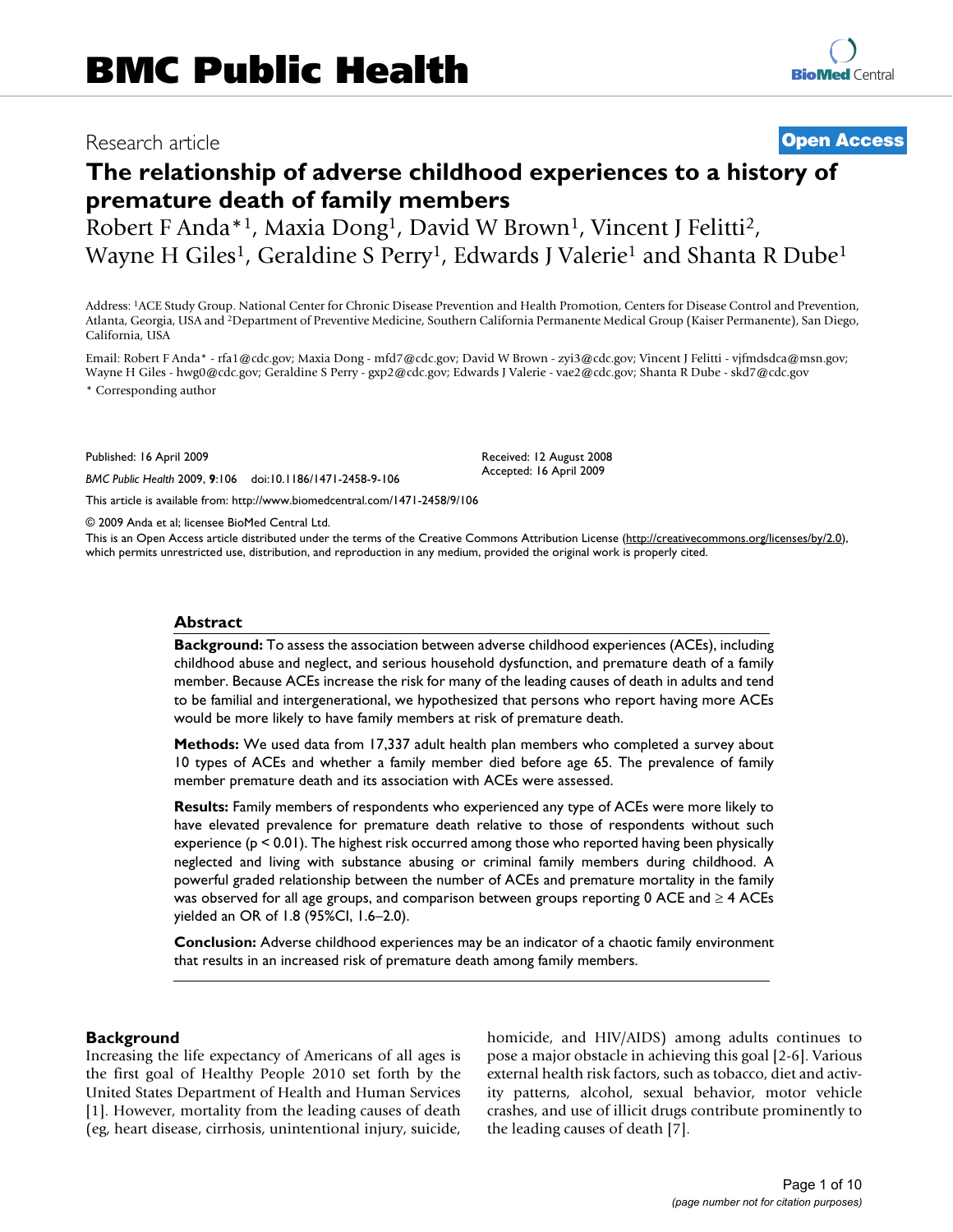# BMC Public Health

Research article

**Open Access**

## The relationship of adverse childhood experiences to a history of premature death of family members

Robert F Anda*[1], Maxia Dong[1], David W Brown[1], Vincent J Felitti[2], Wayne H Giles[1], Geraldine S Perry[1], Edwards J Valerie[1] and Shanta R Dube[1]

Address: [1]ACE Study Group. National Center for Chronic Disease Prevention and Health Promotion, Centers for Disease Control and Prevention, Atlanta, Georgia, USA and [2]Department of Preventive Medicine, Southern California Permanente Medical Group (Kaiser Permanente), San Diego, California, USA

Email: Robert F Anda* - rfa1@cdc.gov; Maxia Dong - mfd7@cdc.gov; David W Brown - zyi3@cdc.gov; Vincent J Felitti - vjfmdsdca@msn.gov; Wayne H Giles - hwg0@cdc.gov; Geraldine S Perry - gxp2@cdc.gov; Edwards J Valerie - vae2@cdc.gov; Shanta R Dube - skd7@cdc.gov

\* Corresponding author

Published: 16 April 2009

*BMC Public Health* 2009, **9**:106 doi:10.1186/1471-2458-9-106

Received: 12 August 2008
Accepted: 16 April 2009

This article is available from: http://www.biomedcentral.com/1471-2458/9/106

© 2009 Anda et al; licensee BioMed Central Ltd.

This is an Open Access article distributed under the terms of the Creative Commons Attribution License (http://creativecommons.org/licenses/by/2.0), which permits unrestricted use, distribution, and reproduction in any medium, provided the original work is properly cited.

### Abstract

**Background:** To assess the association between adverse childhood experiences (ACEs), including childhood abuse and neglect, and serious household dysfunction, and premature death of a family member. Because ACEs increase the risk for many of the leading causes of death in adults and tend to be familial and intergenerational, we hypothesized that persons who report having more ACEs would be more likely to have family members at risk of premature death.

**Methods:** We used data from 17,337 adult health plan members who completed a survey about 10 types of ACEs and whether a family member died before age 65. The prevalence of family member premature death and its association with ACEs were assessed.

**Results:** Family members of respondents who experienced any type of ACEs were more likely to have elevated prevalence for premature death relative to those of respondents without such experience ($p < 0.01$). The highest risk occurred among those who reported having been physically neglected and living with substance abusing or criminal family members during childhood. A powerful graded relationship between the number of ACEs and premature mortality in the family was observed for all age groups, and comparison between groups reporting 0 ACE and ≥ 4 ACEs yielded an OR of 1.8 (95%CI, 1.6–2.0).

**Conclusion:** Adverse childhood experiences may be an indicator of a chaotic family environment that results in an increased risk of premature death among family members.

### Background

Increasing the life expectancy of Americans of all ages is the first goal of Healthy People 2010 set forth by the United States Department of Health and Human Services [1]. However, mortality from the leading causes of death (eg, heart disease, cirrhosis, unintentional injury, suicide, homicide, and HIV/AIDS) among adults continues to pose a major obstacle in achieving this goal [2-6]. Various external health risk factors, such as tobacco, diet and activity patterns, alcohol, sexual behavior, motor vehicle crashes, and use of illicit drugs contribute prominently to the leading causes of death [7].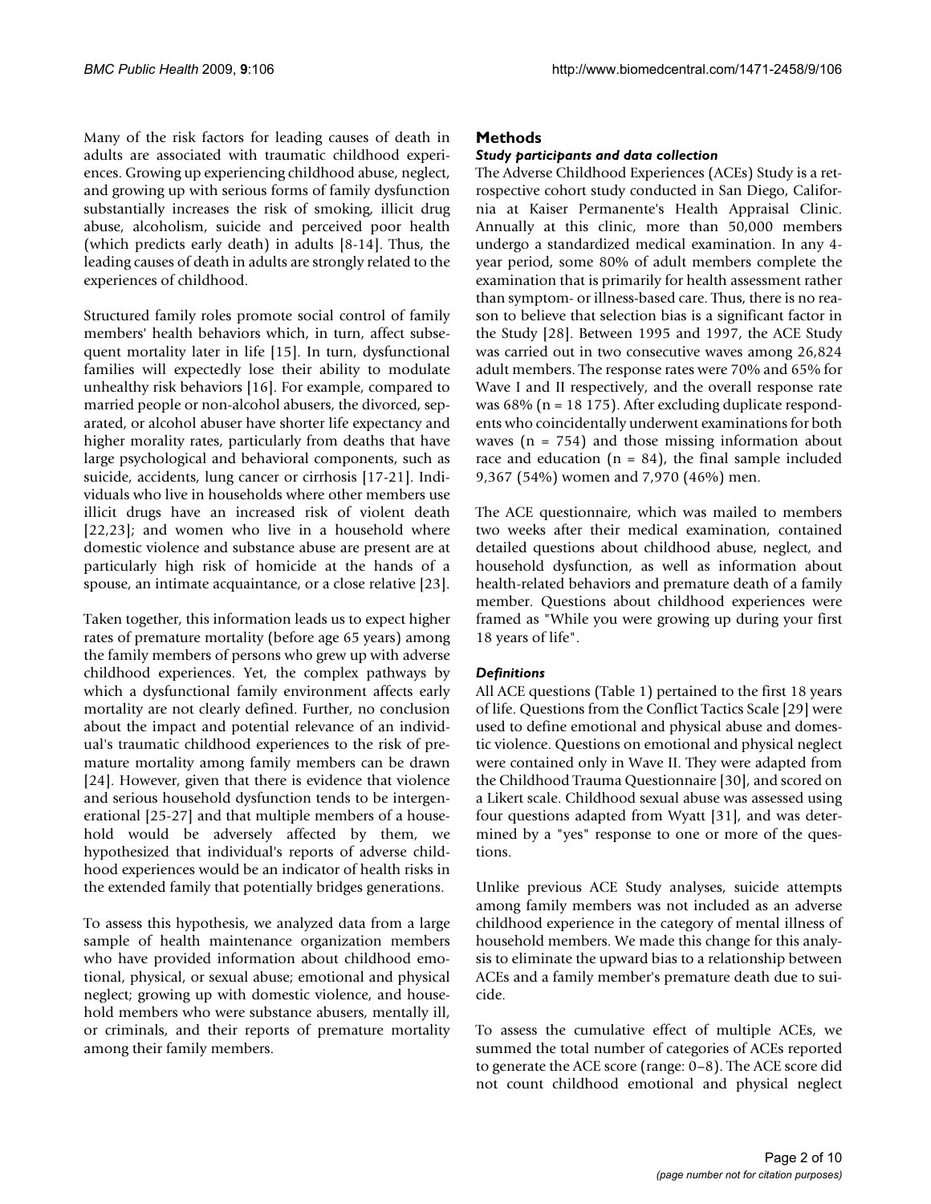Many of the risk factors for leading causes of death in adults are associated with traumatic childhood experiences. Growing up experiencing childhood abuse, neglect, and growing up with serious forms of family dysfunction substantially increases the risk of smoking, illicit drug abuse, alcoholism, suicide and perceived poor health (which predicts early death) in adults [8-14]. Thus, the leading causes of death in adults are strongly related to the experiences of childhood.

Structured family roles promote social control of family members' health behaviors which, in turn, affect subsequent mortality later in life [15]. In turn, dysfunctional families will expectedly lose their ability to modulate unhealthy risk behaviors [16]. For example, compared to married people or non-alcohol abusers, the divorced, separated, or alcohol abuser have shorter life expectancy and higher morality rates, particularly from deaths that have large psychological and behavioral components, such as suicide, accidents, lung cancer or cirrhosis [17-21]. Individuals who live in households where other members use illicit drugs have an increased risk of violent death [22,23]; and women who live in a household where domestic violence and substance abuse are present are at particularly high risk of homicide at the hands of a spouse, an intimate acquaintance, or a close relative [23].

Taken together, this information leads us to expect higher rates of premature mortality (before age 65 years) among the family members of persons who grew up with adverse childhood experiences. Yet, the complex pathways by which a dysfunctional family environment affects early mortality are not clearly defined. Further, no conclusion about the impact and potential relevance of an individual's traumatic childhood experiences to the risk of premature mortality among family members can be drawn [24]. However, given that there is evidence that violence and serious household dysfunction tends to be intergenerational [25-27] and that multiple members of a household would be adversely affected by them, we hypothesized that individual's reports of adverse childhood experiences would be an indicator of health risks in the extended family that potentially bridges generations.

To assess this hypothesis, we analyzed data from a large sample of health maintenance organization members who have provided information about childhood emotional, physical, or sexual abuse; emotional and physical neglect; growing up with domestic violence, and household members who were substance abusers, mentally ill, or criminals, and their reports of premature mortality among their family members.

## Methods

### *Study participants and data collection*

The Adverse Childhood Experiences (ACEs) Study is a retrospective cohort study conducted in San Diego, California at Kaiser Permanente's Health Appraisal Clinic. Annually at this clinic, more than 50,000 members undergo a standardized medical examination. In any 4-year period, some 80% of adult members complete the examination that is primarily for health assessment rather than symptom- or illness-based care. Thus, there is no reason to believe that selection bias is a significant factor in the Study [28]. Between 1995 and 1997, the ACE Study was carried out in two consecutive waves among 26,824 adult members. The response rates were 70% and 65% for Wave I and II respectively, and the overall response rate was 68% (n = 18 175). After excluding duplicate respondents who coincidentally underwent examinations for both waves (n = 754) and those missing information about race and education (n = 84), the final sample included 9,367 (54%) women and 7,970 (46%) men.

The ACE questionnaire, which was mailed to members two weeks after their medical examination, contained detailed questions about childhood abuse, neglect, and household dysfunction, as well as information about health-related behaviors and premature death of a family member. Questions about childhood experiences were framed as "While you were growing up during your first 18 years of life".

### *Definitions*

All ACE questions (Table 1) pertained to the first 18 years of life. Questions from the Conflict Tactics Scale [29] were used to define emotional and physical abuse and domestic violence. Questions on emotional and physical neglect were contained only in Wave II. They were adapted from the Childhood Trauma Questionnaire [30], and scored on a Likert scale. Childhood sexual abuse was assessed using four questions adapted from Wyatt [31], and was determined by a "yes" response to one or more of the questions.

Unlike previous ACE Study analyses, suicide attempts among family members was not included as an adverse childhood experience in the category of mental illness of household members. We made this change for this analysis to eliminate the upward bias to a relationship between ACEs and a family member's premature death due to suicide.

To assess the cumulative effect of multiple ACEs, we summed the total number of categories of ACEs reported to generate the ACE score (range: 0–8). The ACE score did not count childhood emotional and physical neglect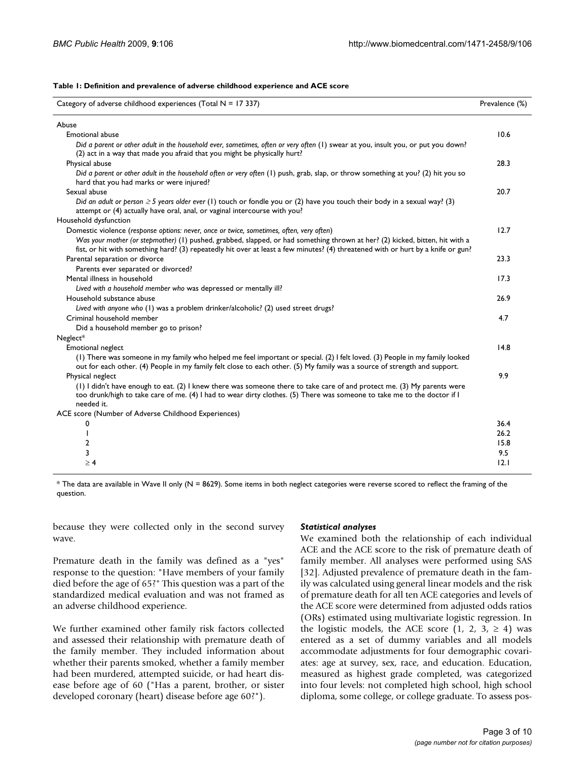**Table 1: Definition and prevalence of adverse childhood experience and ACE score**

| Category of adverse childhood experiences (Total N = 17 337) | Prevalence (%) |
| --- | --- |
| Abuse | |
| Emotional abuse | 10.6 |
| *Did a parent or other adult in the household ever, sometimes, often or very often* (1) swear at you, insult you, or put you down? (2) act in a way that made you afraid that you might be physically hurt? | |
| Physical abuse | 28.3 |
| *Did a parent or other adult in the household often or very often* (1) push, grab, slap, or throw something at you? (2) hit you so hard that you had marks or were injured? | |
| Sexual abuse | 20.7 |
| *Did an adult or person ≥ 5 years older ever* (1) touch or fondle you or (2) have you touch their body in a sexual way? (3) attempt or (4) actually have oral, anal, or vaginal intercourse with you? | |
| Household dysfunction | |
| Domestic violence (*response options: never, once or twice, sometimes, often, very often*) | 12.7 |
| *Was your mother (or stepmother)* (1) pushed, grabbed, slapped, or had something thrown at her? (2) kicked, bitten, hit with a fist, or hit with something hard? (3) repeatedly hit over at least a few minutes? (4) threatened with or hurt by a knife or gun? | |
| Parental separation or divorce | 23.3 |
| Parents ever separated or divorced? | |
| Mental illness in household | 17.3 |
| *Lived with a household member who* was depressed or mentally ill? | |
| Household substance abuse | 26.9 |
| *Lived with anyone who* (1) was a problem drinker/alcoholic? (2) used street drugs? | |
| Criminal household member | 4.7 |
| Did a household member go to prison? | |
| Neglect* | |
| Emotional neglect | 14.8 |
| (1) There was someone in my family who helped me feel important or special. (2) I felt loved. (3) People in my family looked out for each other. (4) People in my family felt close to each other. (5) My family was a source of strength and support. | |
| Physical neglect | 9.9 |
| (1) I didn't have enough to eat. (2) I knew there was someone there to take care of and protect me. (3) My parents were too drunk/high to take care of me. (4) I had to wear dirty clothes. (5) There was someone to take me to the doctor if I needed it. | |
| ACE score (Number of Adverse Childhood Experiences) | |
| 0 | 36.4 |
| 1 | 26.2 |
| 2 | 15.8 |
| 3 | 9.5 |
| ≥ 4 | 12.1 |

* The data are available in Wave II only (N = 8629). Some items in both neglect categories were reverse scored to reflect the framing of the question.

because they were collected only in the second survey wave.

Premature death in the family was defined as a "yes" response to the question: "Have members of your family died before the age of 65?" This question was a part of the standardized medical evaluation and was not framed as an adverse childhood experience.

We further examined other family risk factors collected and assessed their relationship with premature death of the family member. They included information about whether their parents smoked, whether a family member had been murdered, attempted suicide, or had heart disease before age of 60 ("Has a parent, brother, or sister developed coronary (heart) disease before age 60?").

### *Statistical analyses*

We examined both the relationship of each individual ACE and the ACE score to the risk of premature death of family member. All analyses were performed using SAS [32]. Adjusted prevalence of premature death in the family was calculated using general linear models and the risk of premature death for all ten ACE categories and levels of the ACE score were determined from adjusted odds ratios (ORs) estimated using multivariate logistic regression. In the logistic models, the ACE score (1, 2, 3, ≥ 4) was entered as a set of dummy variables and all models accommodate adjustments for four demographic covariates: age at survey, sex, race, and education. Education, measured as highest grade completed, was categorized into four levels: not completed high school, high school diploma, some college, or college graduate. To assess pos-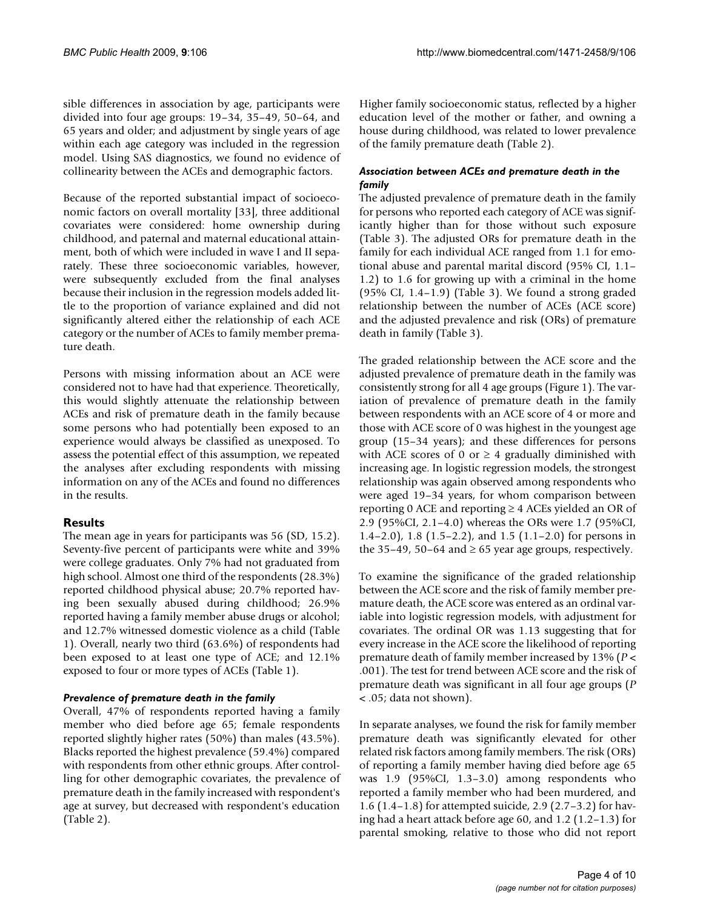sible differences in association by age, participants were divided into four age groups: 19–34, 35–49, 50–64, and 65 years and older; and adjustment by single years of age within each age category was included in the regression model. Using SAS diagnostics, we found no evidence of collinearity between the ACEs and demographic factors.

Because of the reported substantial impact of socioeconomic factors on overall mortality [33], three additional covariates were considered: home ownership during childhood, and paternal and maternal educational attainment, both of which were included in wave I and II separately. These three socioeconomic variables, however, were subsequently excluded from the final analyses because their inclusion in the regression models added little to the proportion of variance explained and did not significantly altered either the relationship of each ACE category or the number of ACEs to family member premature death.

Persons with missing information about an ACE were considered not to have had that experience. Theoretically, this would slightly attenuate the relationship between ACEs and risk of premature death in the family because some persons who had potentially been exposed to an experience would always be classified as unexposed. To assess the potential effect of this assumption, we repeated the analyses after excluding respondents with missing information on any of the ACEs and found no differences in the results.

## Results

The mean age in years for participants was 56 (SD, 15.2). Seventy-five percent of participants were white and 39% were college graduates. Only 7% had not graduated from high school. Almost one third of the respondents (28.3%) reported childhood physical abuse; 20.7% reported having been sexually abused during childhood; 26.9% reported having a family member abuse drugs or alcohol; and 12.7% witnessed domestic violence as a child (Table 1). Overall, nearly two third (63.6%) of respondents had been exposed to at least one type of ACE; and 12.1% exposed to four or more types of ACEs (Table 1).

### *Prevalence of premature death in the family*

Overall, 47% of respondents reported having a family member who died before age 65; female respondents reported slightly higher rates (50%) than males (43.5%). Blacks reported the highest prevalence (59.4%) compared with respondents from other ethnic groups. After controlling for other demographic covariates, the prevalence of premature death in the family increased with respondent's age at survey, but decreased with respondent's education (Table 2).

Higher family socioeconomic status, reflected by a higher education level of the mother or father, and owning a house during childhood, was related to lower prevalence of the family premature death (Table 2).

### *Association between ACEs and premature death in the family*

The adjusted prevalence of premature death in the family for persons who reported each category of ACE was significantly higher than for those without such exposure (Table 3). The adjusted ORs for premature death in the family for each individual ACE ranged from 1.1 for emotional abuse and parental marital discord (95% CI, 1.1–1.2) to 1.6 for growing up with a criminal in the home (95% CI, 1.4–1.9) (Table 3). We found a strong graded relationship between the number of ACEs (ACE score) and the adjusted prevalence and risk (ORs) of premature death in family (Table 3).

The graded relationship between the ACE score and the adjusted prevalence of premature death in the family was consistently strong for all 4 age groups (Figure 1). The variation of prevalence of premature death in the family between respondents with an ACE score of 4 or more and those with ACE score of 0 was highest in the youngest age group (15–34 years); and these differences for persons with ACE scores of 0 or ≥ 4 gradually diminished with increasing age. In logistic regression models, the strongest relationship was again observed among respondents who were aged 19–34 years, for whom comparison between reporting 0 ACE and reporting ≥ 4 ACEs yielded an OR of 2.9 (95%CI, 2.1–4.0) whereas the ORs were 1.7 (95%CI, 1.4–2.0), 1.8 (1.5–2.2), and 1.5 (1.1–2.0) for persons in the 35–49, 50–64 and ≥ 65 year age groups, respectively.

To examine the significance of the graded relationship between the ACE score and the risk of family member premature death, the ACE score was entered as an ordinal variable into logistic regression models, with adjustment for covariates. The ordinal OR was 1.13 suggesting that for every increase in the ACE score the likelihood of reporting premature death of family member increased by 13% ($P < .001$). The test for trend between ACE score and the risk of premature death was significant in all four age groups ($P < .05$; data not shown).

In separate analyses, we found the risk for family member premature death was significantly elevated for other related risk factors among family members. The risk (ORs) of reporting a family member having died before age 65 was 1.9 (95%CI, 1.3–3.0) among respondents who reported a family member who had been murdered, and 1.6 (1.4–1.8) for attempted suicide, 2.9 (2.7–3.2) for having had a heart attack before age 60, and 1.2 (1.2–1.3) for parental smoking, relative to those who did not report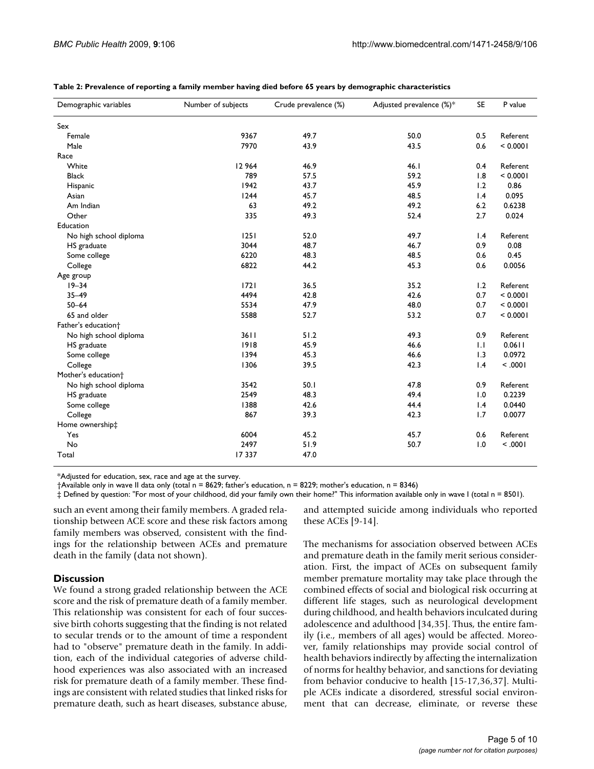**Table 2: Prevalence of reporting a family member having died before 65 years by demographic characteristics**

| Demographic variables | Number of subjects | Crude prevalence (%) | Adjusted prevalence (%)* | SE | P value |
|---|---|---|---|---|---|
| Sex | | | | | |
| Female | 9367 | 49.7 | 50.0 | 0.5 | Referent |
| Male | 7970 | 43.9 | 43.5 | 0.6 | < 0.0001 |
| Race | | | | | |
| White | 12 964 | 46.9 | 46.1 | 0.4 | Referent |
| Black | 789 | 57.5 | 59.2 | 1.8 | < 0.0001 |
| Hispanic | 1942 | 43.7 | 45.9 | 1.2 | 0.86 |
| Asian | 1244 | 45.7 | 48.5 | 1.4 | 0.095 |
| Am Indian | 63 | 49.2 | 49.2 | 6.2 | 0.6238 |
| Other | 335 | 49.3 | 52.4 | 2.7 | 0.024 |
| Education | | | | | |
| No high school diploma | 1251 | 52.0 | 49.7 | 1.4 | Referent |
| HS graduate | 3044 | 48.7 | 46.7 | 0.9 | 0.08 |
| Some college | 6220 | 48.3 | 48.5 | 0.6 | 0.45 |
| College | 6822 | 44.2 | 45.3 | 0.6 | 0.0056 |
| Age group | | | | | |
| 19–34 | 1721 | 36.5 | 35.2 | 1.2 | Referent |
| 35–49 | 4494 | 42.8 | 42.6 | 0.7 | < 0.0001 |
| 50–64 | 5534 | 47.9 | 48.0 | 0.7 | < 0.0001 |
| 65 and older | 5588 | 52.7 | 53.2 | 0.7 | < 0.0001 |
| Father's education† | | | | | |
| No high school diploma | 3611 | 51.2 | 49.3 | 0.9 | Referent |
| HS graduate | 1918 | 45.9 | 46.6 | 1.1 | 0.0611 |
| Some college | 1394 | 45.3 | 46.6 | 1.3 | 0.0972 |
| College | 1306 | 39.5 | 42.3 | 1.4 | < .0001 |
| Mother's education† | | | | | |
| No high school diploma | 3542 | 50.1 | 47.8 | 0.9 | Referent |
| HS graduate | 2549 | 48.3 | 49.4 | 1.0 | 0.2239 |
| Some college | 1388 | 42.6 | 44.4 | 1.4 | 0.0440 |
| College | 867 | 39.3 | 42.3 | 1.7 | 0.0077 |
| Home ownership‡ | | | | | |
| Yes | 6004 | 45.2 | 45.7 | 0.6 | Referent |
| No | 2497 | 51.9 | 50.7 | 1.0 | < .0001 |
| Total | 17 337 | 47.0 | | | |

*Adjusted for education, sex, race and age at the survey.
†Available only in wave II data only (total n = 8629; father's education, n = 8229; mother's education, n = 8346)
‡ Defined by question: "For most of your childhood, did your family own their home?" This information available only in wave I (total n = 8501).

such an event among their family members. A graded relationship between ACE score and these risk factors among family members was observed, consistent with the findings for the relationship between ACEs and premature death in the family (data not shown).

## Discussion

We found a strong graded relationship between the ACE score and the risk of premature death of a family member. This relationship was consistent for each of four successive birth cohorts suggesting that the finding is not related to secular trends or to the amount of time a respondent had to "observe" premature death in the family. In addition, each of the individual categories of adverse childhood experiences was also associated with an increased risk for premature death of a family member. These findings are consistent with related studies that linked risks for premature death, such as heart diseases, substance abuse, and attempted suicide among individuals who reported these ACEs [9-14].

The mechanisms for association observed between ACEs and premature death in the family merit serious consideration. First, the impact of ACEs on subsequent family member premature mortality may take place through the combined effects of social and biological risk occurring at different life stages, such as neurological development during childhood, and health behaviors inculcated during adolescence and adulthood [34,35]. Thus, the entire family (i.e., members of all ages) would be affected. Moreover, family relationships may provide social control of health behaviors indirectly by affecting the internalization of norms for healthy behavior, and sanctions for deviating from behavior conducive to health [15-17,36,37]. Multiple ACEs indicate a disordered, stressful social environment that can decrease, eliminate, or reverse these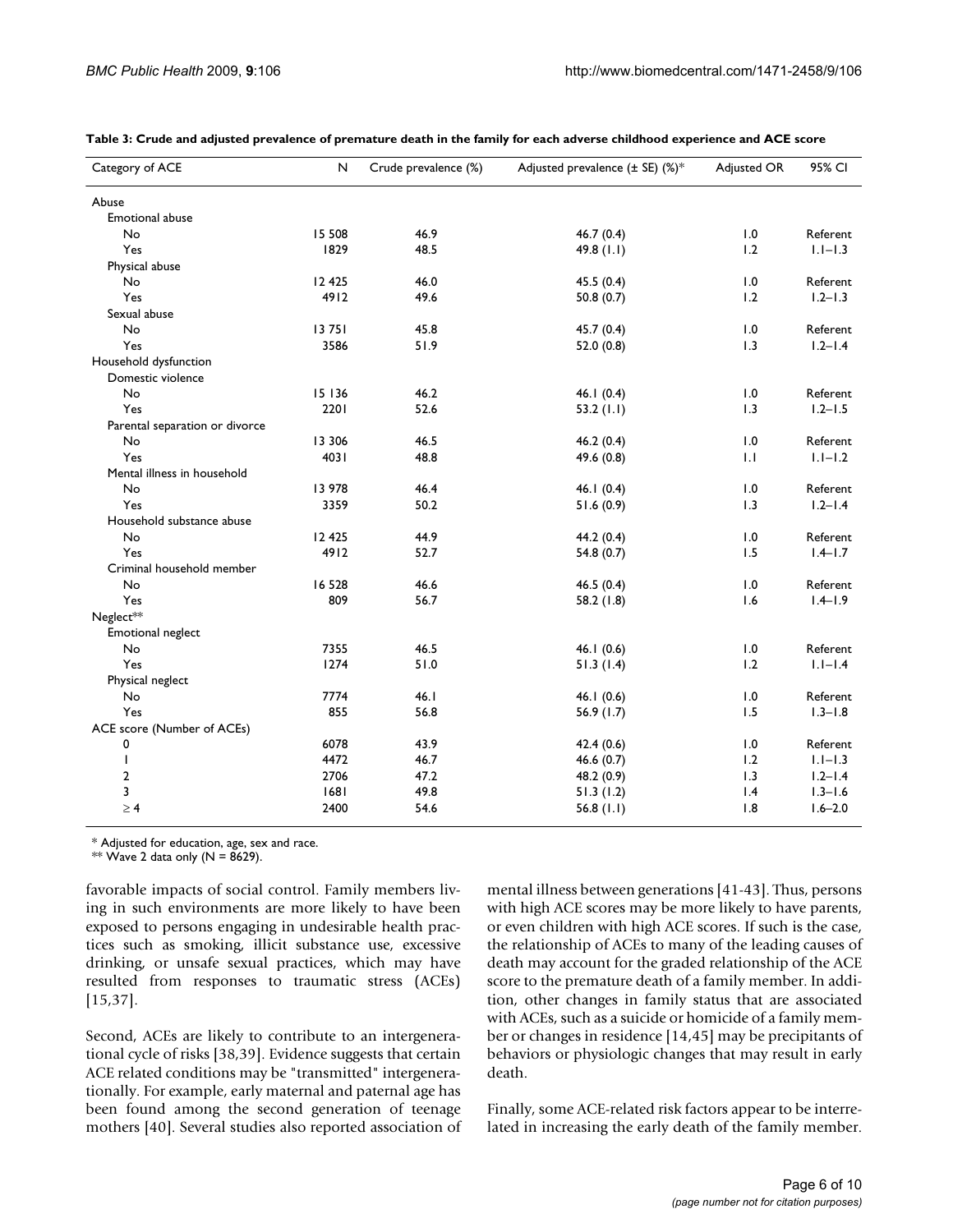**Table 3: Crude and adjusted prevalence of premature death in the family for each adverse childhood experience and ACE score**

| Category of ACE | N | Crude prevalence (%) | Adjusted prevalence (± SE) (%)* | Adjusted OR | 95% CI |
|---|---|---|---|---|---|
| Abuse | | | | | |
| Emotional abuse | | | | | |
| No | 15 508 | 46.9 | 46.7 (0.4) | 1.0 | Referent |
| Yes | 1829 | 48.5 | 49.8 (1.1) | 1.2 | 1.1–1.3 |
| Physical abuse | | | | | |
| No | 12 425 | 46.0 | 45.5 (0.4) | 1.0 | Referent |
| Yes | 4912 | 49.6 | 50.8 (0.7) | 1.2 | 1.2–1.3 |
| Sexual abuse | | | | | |
| No | 13 751 | 45.8 | 45.7 (0.4) | 1.0 | Referent |
| Yes | 3586 | 51.9 | 52.0 (0.8) | 1.3 | 1.2–1.4 |
| Household dysfunction | | | | | |
| Domestic violence | | | | | |
| No | 15 136 | 46.2 | 46.1 (0.4) | 1.0 | Referent |
| Yes | 2201 | 52.6 | 53.2 (1.1) | 1.3 | 1.2–1.5 |
| Parental separation or divorce | | | | | |
| No | 13 306 | 46.5 | 46.2 (0.4) | 1.0 | Referent |
| Yes | 4031 | 48.8 | 49.6 (0.8) | 1.1 | 1.1–1.2 |
| Mental illness in household | | | | | |
| No | 13 978 | 46.4 | 46.1 (0.4) | 1.0 | Referent |
| Yes | 3359 | 50.2 | 51.6 (0.9) | 1.3 | 1.2–1.4 |
| Household substance abuse | | | | | |
| No | 12 425 | 44.9 | 44.2 (0.4) | 1.0 | Referent |
| Yes | 4912 | 52.7 | 54.8 (0.7) | 1.5 | 1.4–1.7 |
| Criminal household member | | | | | |
| No | 16 528 | 46.6 | 46.5 (0.4) | 1.0 | Referent |
| Yes | 809 | 56.7 | 58.2 (1.8) | 1.6 | 1.4–1.9 |
| Neglect** | | | | | |
| Emotional neglect | | | | | |
| No | 7355 | 46.5 | 46.1 (0.6) | 1.0 | Referent |
| Yes | 1274 | 51.0 | 51.3 (1.4) | 1.2 | 1.1–1.4 |
| Physical neglect | | | | | |
| No | 7774 | 46.1 | 46.1 (0.6) | 1.0 | Referent |
| Yes | 855 | 56.8 | 56.9 (1.7) | 1.5 | 1.3–1.8 |
| ACE score (Number of ACEs) | | | | | |
| 0 | 6078 | 43.9 | 42.4 (0.6) | 1.0 | Referent |
| 1 | 4472 | 46.7 | 46.6 (0.7) | 1.2 | 1.1–1.3 |
| 2 | 2706 | 47.2 | 48.2 (0.9) | 1.3 | 1.2–1.4 |
| 3 | 1681 | 49.8 | 51.3 (1.2) | 1.4 | 1.3–1.6 |
| ≥ 4 | 2400 | 54.6 | 56.8 (1.1) | 1.8 | 1.6–2.0 |

\* Adjusted for education, age, sex and race.
** Wave 2 data only (N = 8629).

favorable impacts of social control. Family members living in such environments are more likely to have been exposed to persons engaging in undesirable health practices such as smoking, illicit substance use, excessive drinking, or unsafe sexual practices, which may have resulted from responses to traumatic stress (ACEs) [15,37].

Second, ACEs are likely to contribute to an intergenerational cycle of risks [38,39]. Evidence suggests that certain ACE related conditions may be "transmitted" intergenerationally. For example, early maternal and paternal age has been found among the second generation of teenage mothers [40]. Several studies also reported association of mental illness between generations [41-43]. Thus, persons with high ACE scores may be more likely to have parents, or even children with high ACE scores. If such is the case, the relationship of ACEs to many of the leading causes of death may account for the graded relationship of the ACE score to the premature death of a family member. In addition, other changes in family status that are associated with ACEs, such as a suicide or homicide of a family member or changes in residence [14,45] may be precipitants of behaviors or physiologic changes that may result in early death.

Finally, some ACE-related risk factors appear to be interrelated in increasing the early death of the family member.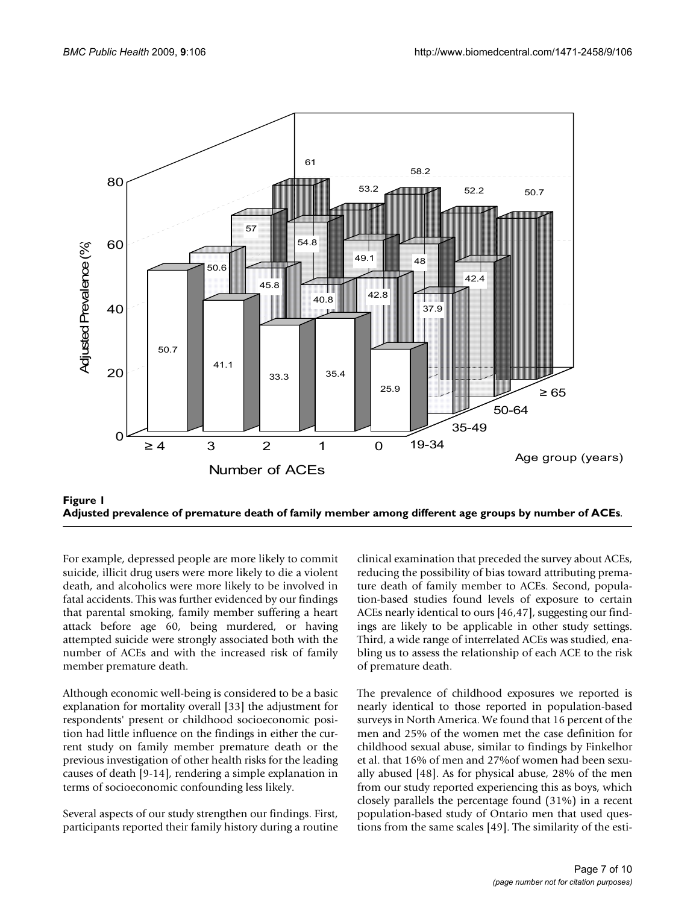**Figure 1**
**Adjusted prevalence of premature death of family member among different age groups by number of ACEs**.

For example, depressed people are more likely to commit suicide, illicit drug users were more likely to die a violent death, and alcoholics were more likely to be involved in fatal accidents. This was further evidenced by our findings that parental smoking, family member suffering a heart attack before age 60, being murdered, or having attempted suicide were strongly associated both with the number of ACEs and with the increased risk of family member premature death.

Although economic well-being is considered to be a basic explanation for mortality overall [33] the adjustment for respondents' present or childhood socioeconomic position had little influence on the findings in either the current study on family member premature death or the previous investigation of other health risks for the leading causes of death [9-14], rendering a simple explanation in terms of socioeconomic confounding less likely.

Several aspects of our study strengthen our findings. First, participants reported their family history during a routine clinical examination that preceded the survey about ACEs, reducing the possibility of bias toward attributing premature death of family member to ACEs. Second, population-based studies found levels of exposure to certain ACEs nearly identical to ours [46,47], suggesting our findings are likely to be applicable in other study settings. Third, a wide range of interrelated ACEs was studied, enabling us to assess the relationship of each ACE to the risk of premature death.

The prevalence of childhood exposures we reported is nearly identical to those reported in population-based surveys in North America. We found that 16 percent of the men and 25% of the women met the case definition for childhood sexual abuse, similar to findings by Finkelhor et al. that 16% of men and 27%of women had been sexually abused [48]. As for physical abuse, 28% of the men from our study reported experiencing this as boys, which closely parallels the percentage found (31%) in a recent population-based study of Ontario men that used questions from the same scales [49]. The similarity of the esti-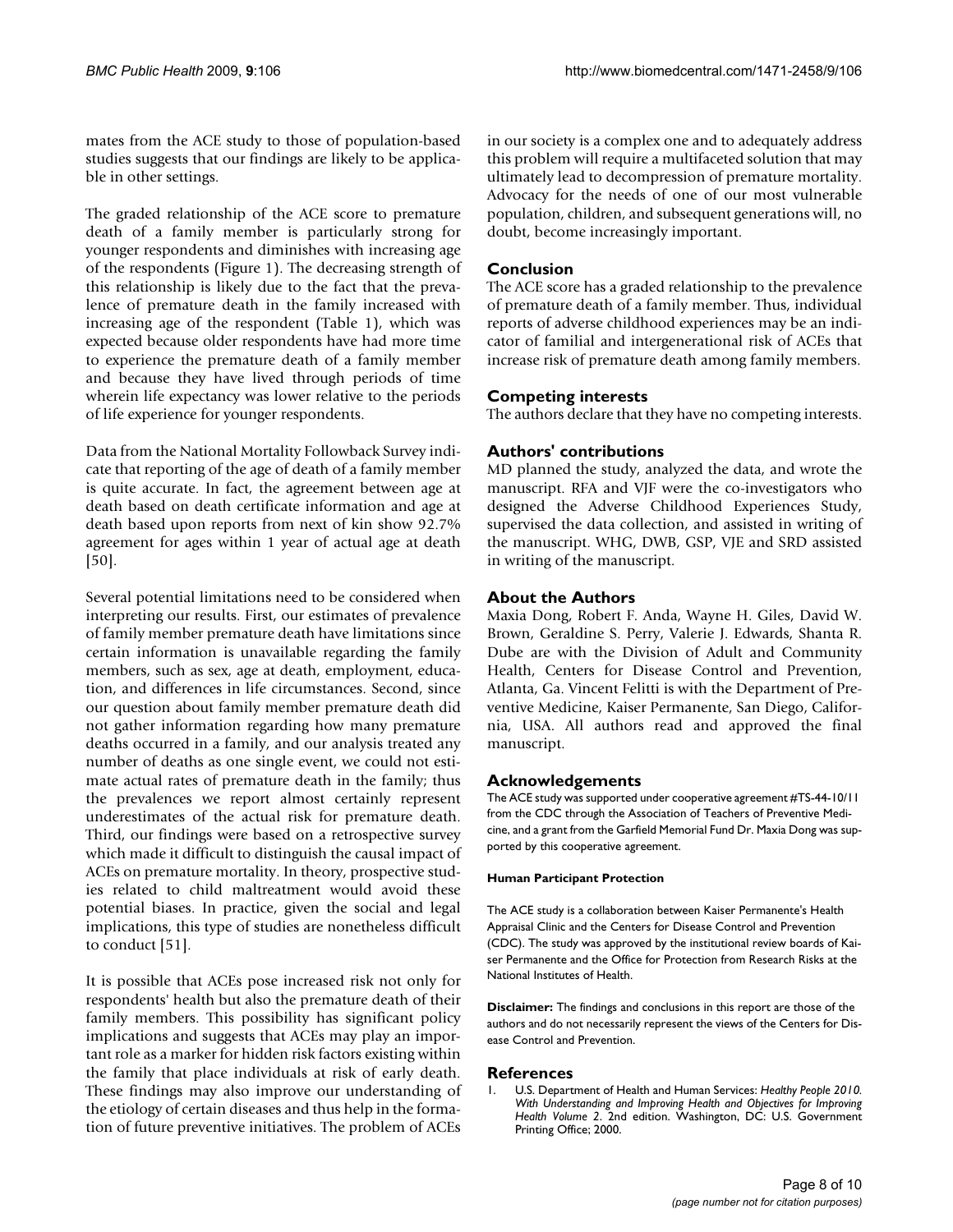mates from the ACE study to those of population-based studies suggests that our findings are likely to be applicable in other settings.

The graded relationship of the ACE score to premature death of a family member is particularly strong for younger respondents and diminishes with increasing age of the respondents (Figure 1). The decreasing strength of this relationship is likely due to the fact that the prevalence of premature death in the family increased with increasing age of the respondent (Table 1), which was expected because older respondents have had more time to experience the premature death of a family member and because they have lived through periods of time wherein life expectancy was lower relative to the periods of life experience for younger respondents.

Data from the National Mortality Followback Survey indicate that reporting of the age of death of a family member is quite accurate. In fact, the agreement between age at death based on death certificate information and age at death based upon reports from next of kin show 92.7% agreement for ages within 1 year of actual age at death [50].

Several potential limitations need to be considered when interpreting our results. First, our estimates of prevalence of family member premature death have limitations since certain information is unavailable regarding the family members, such as sex, age at death, employment, education, and differences in life circumstances. Second, since our question about family member premature death did not gather information regarding how many premature deaths occurred in a family, and our analysis treated any number of deaths as one single event, we could not estimate actual rates of premature death in the family; thus the prevalences we report almost certainly represent underestimates of the actual risk for premature death. Third, our findings were based on a retrospective survey which made it difficult to distinguish the causal impact of ACEs on premature mortality. In theory, prospective studies related to child maltreatment would avoid these potential biases. In practice, given the social and legal implications, this type of studies are nonetheless difficult to conduct [51].

It is possible that ACEs pose increased risk not only for respondents' health but also the premature death of their family members. This possibility has significant policy implications and suggests that ACEs may play an important role as a marker for hidden risk factors existing within the family that place individuals at risk of early death. These findings may also improve our understanding of the etiology of certain diseases and thus help in the formation of future preventive initiatives. The problem of ACEs in our society is a complex one and to adequately address this problem will require a multifaceted solution that may ultimately lead to decompression of premature mortality. Advocacy for the needs of one of our most vulnerable population, children, and subsequent generations will, no doubt, become increasingly important.

## Conclusion

The ACE score has a graded relationship to the prevalence of premature death of a family member. Thus, individual reports of adverse childhood experiences may be an indicator of familial and intergenerational risk of ACEs that increase risk of premature death among family members.

## Competing interests

The authors declare that they have no competing interests.

## Authors' contributions

MD planned the study, analyzed the data, and wrote the manuscript. RFA and VJF were the co-investigators who designed the Adverse Childhood Experiences Study, supervised the data collection, and assisted in writing of the manuscript. WHG, DWB, GSP, VJE and SRD assisted in writing of the manuscript.

## About the Authors

Maxia Dong, Robert F. Anda, Wayne H. Giles, David W. Brown, Geraldine S. Perry, Valerie J. Edwards, Shanta R. Dube are with the Division of Adult and Community Health, Centers for Disease Control and Prevention, Atlanta, Ga. Vincent Felitti is with the Department of Preventive Medicine, Kaiser Permanente, San Diego, California, USA. All authors read and approved the final manuscript.

## Acknowledgements

The ACE study was supported under cooperative agreement #TS-44-10/11 from the CDC through the Association of Teachers of Preventive Medicine, and a grant from the Garfield Memorial Fund Dr. Maxia Dong was supported by this cooperative agreement.

#### Human Participant Protection

The ACE study is a collaboration between Kaiser Permanente's Health Appraisal Clinic and the Centers for Disease Control and Prevention (CDC). The study was approved by the institutional review boards of Kaiser Permanente and the Office for Protection from Research Risks at the National Institutes of Health.

**Disclaimer:** The findings and conclusions in this report are those of the authors and do not necessarily represent the views of the Centers for Disease Control and Prevention.

## References

1. U.S. Department of Health and Human Services: *Healthy People 2010. With Understanding and Improving Health and Objectives for Improving Health Volume 2*. 2nd edition. Washington, DC: U.S. Government Printing Office; 2000.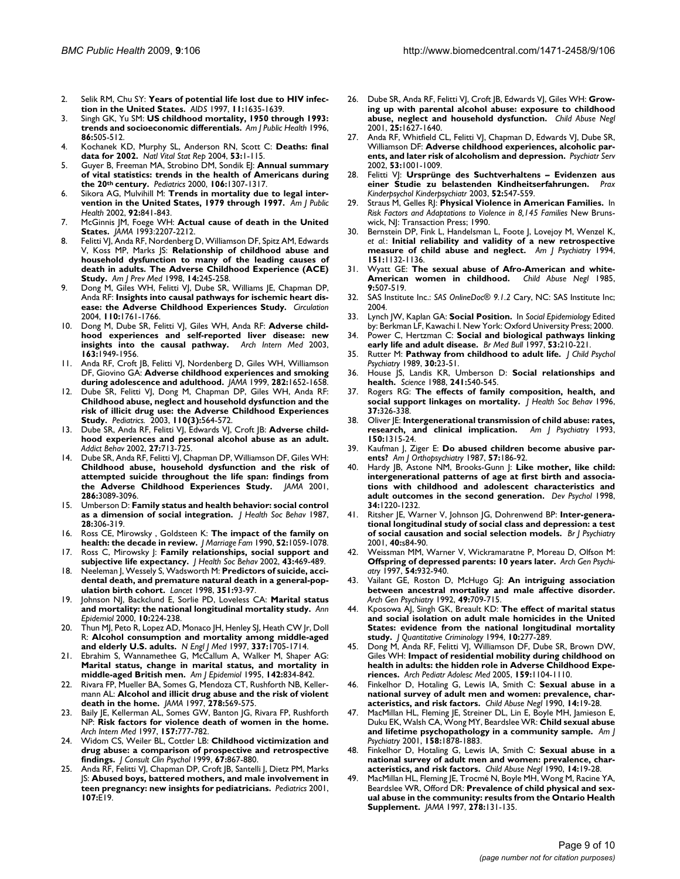2. Selik RM, Chu SY: **Years of potential life lost due to HIV infection in the United States.** *AIDS* 1997, **11**:1635-1639.
3. Singh GK, Yu SM: **US childhood mortality, 1950 through 1993: trends and socioeconomic differentials.** *Am J Public Health* 1996, **86**:505-512.
4. Kochanek KD, Murphy SL, Anderson RN, Scott C: **Deaths: final data for 2002.** *Natl Vital Stat Rep* 2004, **53**:1-115.
5. Guyer B, Freeman MA, Strobino DM, Sondik EJ: **Annual summary of vital statistics: trends in the health of Americans during the 20th century.** *Pediatrics* 2000, **106**:1307-1317.
6. Sikora AG, Mulvihill M: **Trends in mortality due to legal intervention in the United States, 1979 through 1997.** *Am J Public Health* 2002, **92**:841-843.
7. McGinnis JM, Foege WH: **Actual cause of death in the United States.** *JAMA* 1993:2207-2212.
8. Felitti VJ, Anda RF, Nordenberg D, Williamson DF, Spitz AM, Edwards V, Koss MP, Marks JS: **Relationship of childhood abuse and household dysfunction to many of the leading causes of death in adults. The Adverse Childhood Experience (ACE) Study.** *Am J Prev Med* 1998, **14**:245-258.
9. Dong M, Giles WH, Felitti VJ, Dube SR, Williams JE, Chapman DP, Anda RF: **Insights into causal pathways for ischemic heart disease: the Adverse Childhood Experiences Study.** *Circulation* 2004, **110**:1761-1766.
10. Dong M, Dube SR, Felitti VJ, Giles WH, Anda RF: **Adverse childhood experiences and self-reported liver disease: new insights into the causal pathway.** *Arch Intern Med* 2003, **163**:1949-1956.
11. Anda RF, Croft JB, Felitti VJ, Nordenberg D, Giles WH, Williamson DF, Giovino GA: **Adverse childhood experiences and smoking during adolescence and adulthood.** *JAMA* 1999, **282**:1652-1658.
12. Dube SR, Felitti VJ, Dong M, Chapman DP, Giles WH, Anda RF: **Childhood abuse, neglect and household dysfunction and the risk of illicit drug use: the Adverse Childhood Experiences Study.** *Pediatrics.* 2003, **110(3)**:564-572.
13. Dube SR, Anda RF, Felitti VJ, Edwards VJ, Croft JB: **Adverse childhood experiences and personal alcohol abuse as an adult.** *Addict Behav* 2002, **27**:713-725.
14. Dube SR, Anda RF, Felitti VJ, Chapman DP, Williamson DF, Giles WH: **Childhood abuse, household dysfunction and the risk of attempted suicide throughout the life span: findings from the Adverse Childhood Experiences Study.** *JAMA* 2001, **286**:3089-3096.
15. Umberson D: **Family status and health behavior: social control as a dimension of social integration.** *J Health Soc Behav* 1987, **28**:306-319.
16. Ross CE, Mirowsky , Goldsteen K: **The impact of the family on health: the decade in review.** *J Marriage Fam* 1990, **52**:1059-1078.
17. Ross C, Mirowsky J: **Family relationships, social support and subjective life expectancy.** *J Health Soc Behav* 2002, **43**:469-489.
18. Neeleman J, Wessely S, Wadsworth M: **Predictors of suicide, accidental death, and premature natural death in a general-population birth cohort.** *Lancet* 1998, **351**:93-97.
19. Johnson NJ, Backclund E, Sorlie PD, Loveless CA: **Marital status and mortality: the national longitudinal mortality study.** *Ann Epidemiol* 2000, **10**:224-238.
20. Thun MJ, Peto R, Lopez AD, Monaco JH, Henley SJ, Heath CW Jr, Doll R: **Alcohol consumption and mortality among middle-aged and elderly U.S. adults.** *N Engl J Med* 1997, **337**:1705-1714.
21. Ebrahim S, Wannamethee G, McCallum A, Walker M, Shaper AG: **Marital status, change in marital status, and mortality in middle-aged British men.** *Am J Epidemiol* 1995, **142**:834-842.
22. Rivara FP, Mueller BA, Somes G, Mendoza CT, Rushforth NB, Kellermann AL: **Alcohol and illicit drug abuse and the risk of violent death in the home.** *JAMA* 1997, **278**:569-575.
23. Baily JE, Kellerman AL, Somes GW, Banton JG, Rivara FP, Rushforth NP: **Risk factors for violence death of women in the home.** *Arch Intern Med* 1997, **157**:777-782.
24. Widom CS, Weiler BL, Cottler LB: **Childhood victimization and drug abuse: a comparison of prospective and retrospective findings.** *J Consult Clin Psychol* 1999, **67**:867-880.
25. Anda RF, Felitti VJ, Chapman DP, Croft JB, Santelli J, Dietz PM, Marks JS: **Abused boys, battered mothers, and male involvement in teen pregnancy: new insights for pediatricians.** *Pediatrics* 2001, **107**:E19.
26. Dube SR, Anda RF, Felitti VJ, Croft JB, Edwards VJ, Giles WH: **Growing up with parental alcohol abuse: exposure to childhood abuse, neglect and household dysfunction.** *Child Abuse Negl* 2001, **25**:1627-1640.
27. Anda RF, Whitfield CL, Felitti VJ, Chapman D, Edwards VJ, Dube SR, Williamson DF: **Adverse childhood experiences, alcoholic parents, and later risk of alcoholism and depression.** *Psychiatr Serv* 2002, **53**:1001-1009.
28. Felitti VJ: **Ursprünge des Suchtverhaltens – Evidenzen aus einer Studie zu belastenden Kindheitserfahrungen.** *Prax Kinderpsychol Kinderpsychiatr* 2003, **52**:547-559.
29. Straus M, Gelles RJ: **Physical Violence in American Families.** In *Risk Factors and Adaptations to Violence in 8,145 Families* New Brunswick, NJ: Transaction Press; 1990.
30. Bernstein DP, Fink L, Handelsman L, Foote J, Lovejoy M, Wenzel K, *et al.*: **Initial reliability and validity of a new retrospective measure of child abuse and neglect.** *Am J Psychiatry* 1994, **151**:1132-1136.
31. Wyatt GE: **The sexual abuse of Afro-American and white-American women in childhood.** *Child Abuse Negl* 1985, **9**:507-519.
32. SAS Institute Inc.: *SAS OnlineDoc® 9.1.2* Cary, NC: SAS Institute Inc; 2004.
33. Lynch JW, Kaplan GA: **Social Position.** In *Social Epidemiology* Edited by: Berkman LF, Kawachi I. New York: Oxford University Press; 2000.
34. Power C, Hertzman C: **Social and biological pathways linking early life and adult disease.** *Br Med Bull* 1997, **53**:210-221.
35. Rutter M: **Pathway from childhood to adult life.** *J Child Psychol Psychiatry* 1989, **30**:23-51.
36. House JS, Landis KR, Umberson D: **Social relationships and health.** *Science* 1988, **241**:540-545.
37. Rogers RG: **The effects of family composition, health, and social support linkages on mortality.** *J Health Soc Behav* 1996, **37**:326-338.
38. Oliver JE: **Intergenerational transmission of child abuse: rates, research, and clinical implication.** *Am J Psychiatry* 1993, **150**:1315-24.
39. Kaufman J, Ziger E: **Do abused children become abusive parents?** *Am J Orthopsychiatry* 1987, **57**:186-92.
40. Hardy JB, Astone NM, Brooks-Gunn J: **Like mother, like child: intergenerational patterns of age at first birth and associations with childhood and adolescent characteristics and adult outcomes in the second generation.** *Dev Psychol* 1998, **34**:1220-1232.
41. Ritsher JE, Warner V, Johnson JG, Dohrenwend BP: **Inter-generational longitudinal study of social class and depression: a test of social causation and social selection models.** *Br J Psychiatry* 2001, **40**:s84-90.
42. Weissman MM, Warner V, Wickramaratne P, Moreau D, Olfson M: **Offspring of depressed parents: 10 years later.** *Arch Gen Psychiatry* 1997, **54**:932-940.
43. Vaillant GE, Roston D, McHugo GJ: **An intriguing association between ancestral mortality and male affective disorder.** *Arch Gen Psychiatry* 1992, **49**:709-715.
44. Kposowa AJ, Singh GK, Breault KD: **The effect of marital status and social isolation on adult male homicides in the United States: evidence from the national longitudinal mortality study.** *J Quantitative Criminology* 1994, **10**:277-289.
45. Dong M, Anda RF, Felitti VJ, Williamson DF, Dube SR, Brown DW, Giles WH: **Impact of residential mobility during childhood on health in adults: the hidden role in Adverse Childhood Experiences.** *Arch Pediatr Adolesc Med* 2005, **159**:1104-1110.
46. Finkelhor D, Hotaling G, Lewis IA, Smith C: **Sexual abuse in a national survey of adult men and women: prevalence, characteristics, and risk factors.** *Child Abuse Negl* 1990, **14**:19-28.
47. MacMillan HL, Fleming JE, Streiner DL, Lin E, Boyle MH, Jamieson E, Duku EK, Walsh CA, Wong MY, Beardslee WR: **Child sexual abuse and lifetime psychopathology in a community sample.** *Am J Psychiatry* 2001, **158**:1878-1883.
48. Finkelhor D, Hotaling G, Lewis IA, Smith C: **Sexual abuse in a national survey of adult men and women: prevalence, characteristics, and risk factors.** *Child Abuse Negl* 1990, **14**:19-28.
49. MacMillan HL, Fleming JE, Trocmé N, Boyle MH, Wong M, Racine YA, Beardslee WR, Offord DR: **Prevalence of child physical and sexual abuse in the community: results from the Ontario Health Supplement.** *JAMA* 1997, **278**:131-135.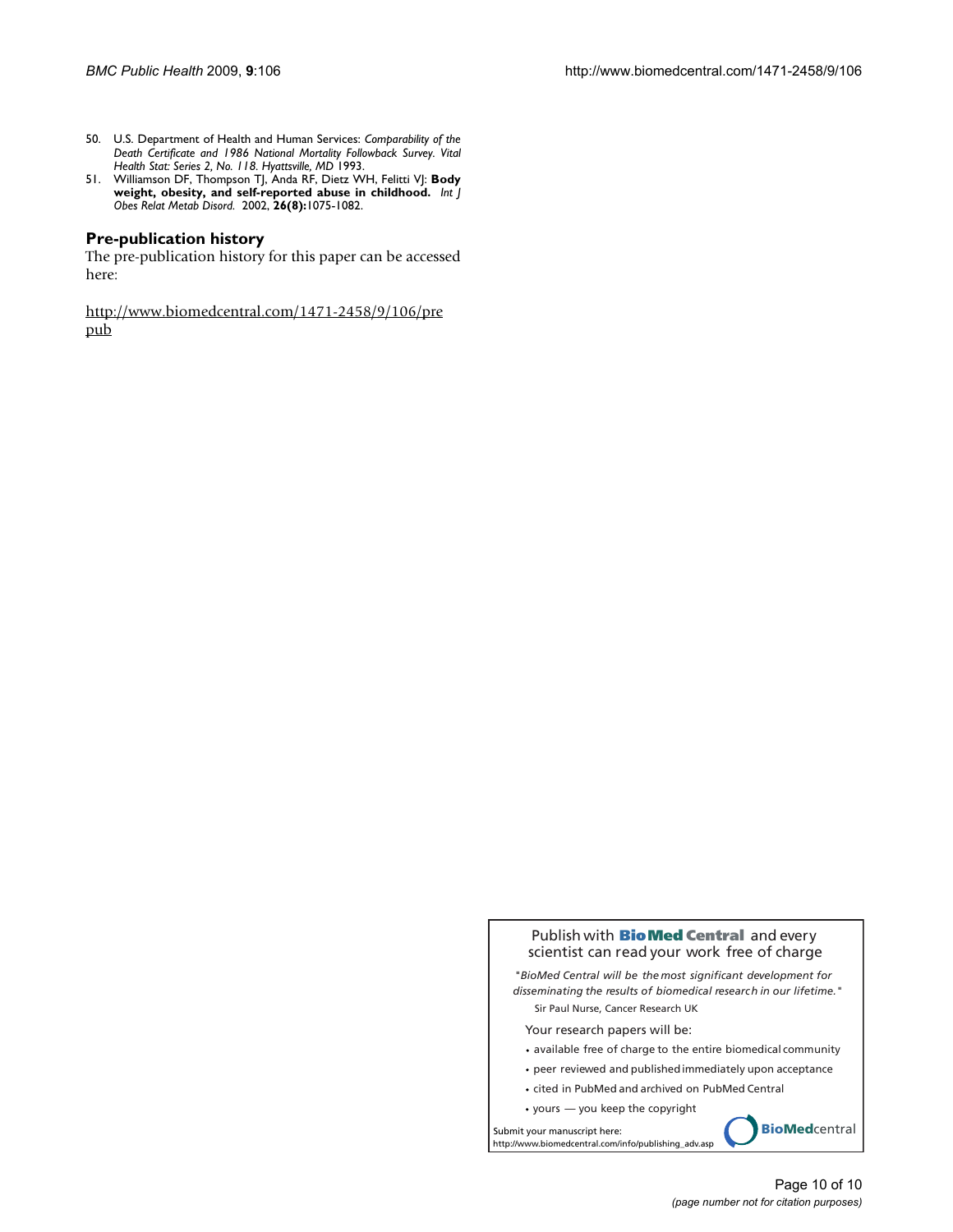50. U.S. Department of Health and Human Services: *Comparability of the Death Certificate and 1986 National Mortality Followback Survey. Vital Health Stat: Series 2, No. 118. Hyattsville, MD* 1993.
51. Williamson DF, Thompson TJ, Anda RF, Dietz WH, Felitti VJ: **Body weight, obesity, and self-reported abuse in childhood.** *Int J Obes Relat Metab Disord.* 2002, **26(8):**1075-1082.

## Pre-publication history

The pre-publication history for this paper can be accessed here:

http://www.biomedcentral.com/1471-2458/9/106/prepub

Publish with **BioMed Central** and every scientist can read your work free of charge

*"BioMed Central will be the most significant development for disseminating the results of biomedical research in our lifetime."*
Sir Paul Nurse, Cancer Research UK

Your research papers will be:

- available free of charge to the entire biomedical community
- peer reviewed and published immediately upon acceptance
- cited in PubMed and archived on PubMed Central
- yours — you keep the copyright

Submit your manuscript here:
http://www.biomedcentral.com/info/publishing_adv.asp

**BioMed**central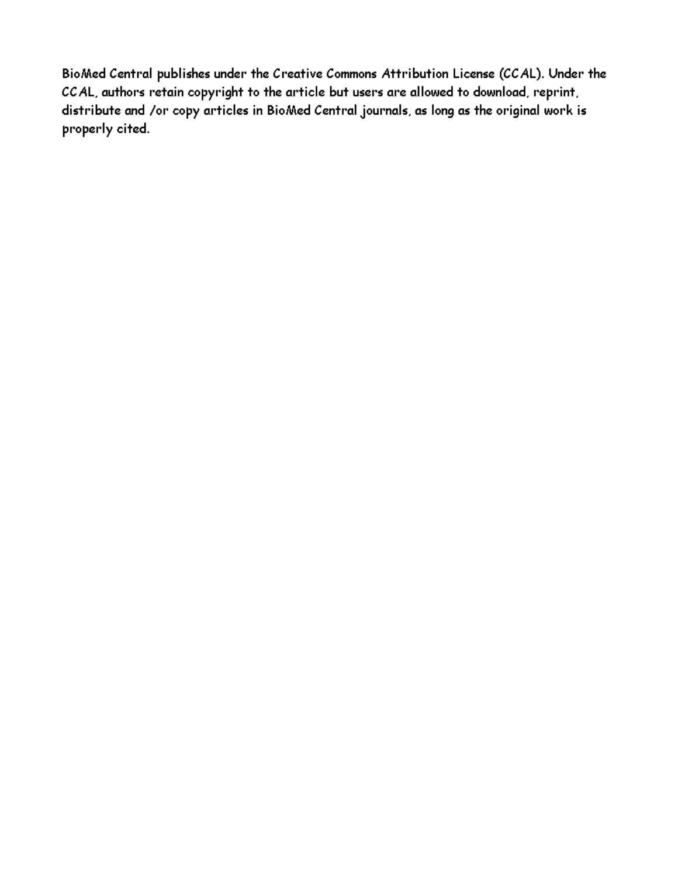BioMed Central publishes under the Creative Commons Attribution License (CCAL). Under the CCAL, authors retain copyright to the article but users are allowed to download, reprint, distribute and /or copy articles in BioMed Central journals, as long as the original work is properly cited.